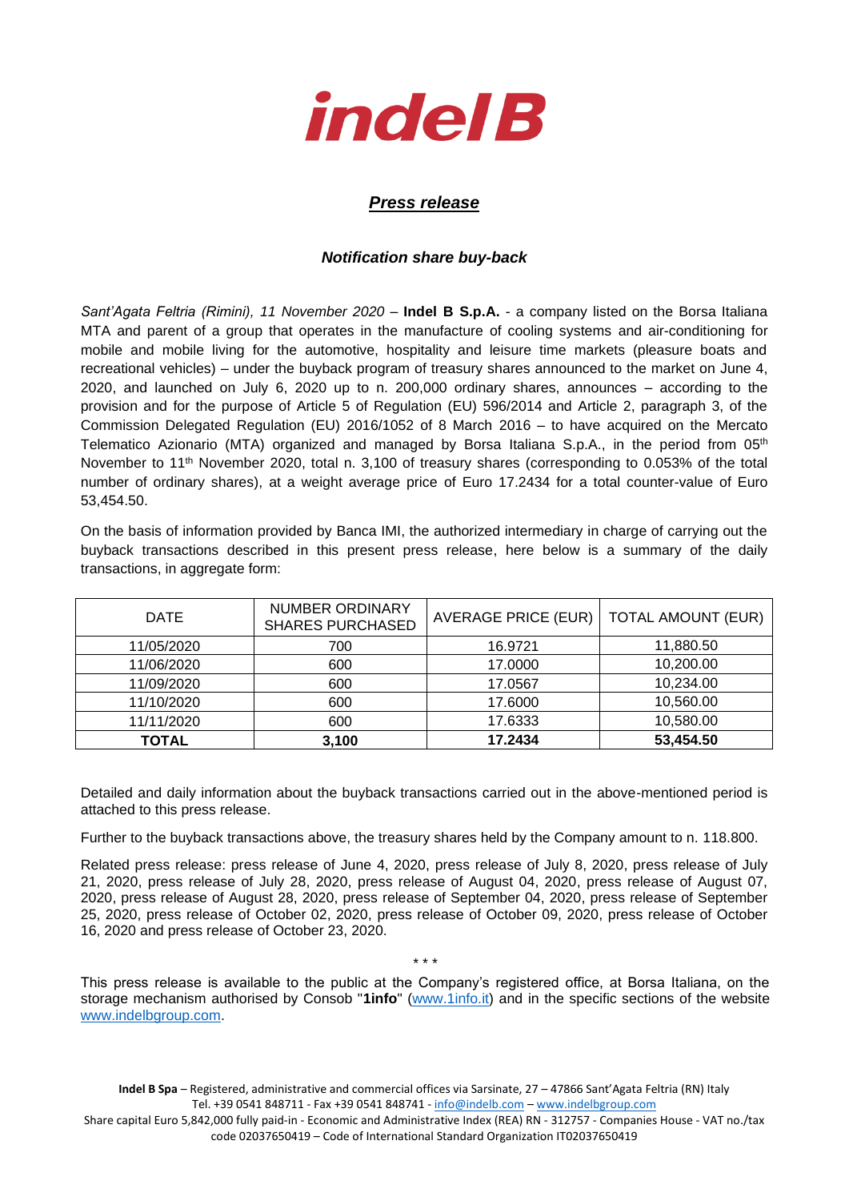# indel B

## *Press release*

### *Notification share buy-back*

*Sant'Agata Feltria (Rimini), 11 November 2020* – **Indel B S.p.A.** - a company listed on the Borsa Italiana MTA and parent of a group that operates in the manufacture of cooling systems and air-conditioning for mobile and mobile living for the automotive, hospitality and leisure time markets (pleasure boats and recreational vehicles) – under the buyback program of treasury shares announced to the market on June 4, 2020, and launched on July 6, 2020 up to n. 200,000 ordinary shares, announces – according to the provision and for the purpose of Article 5 of Regulation (EU) 596/2014 and Article 2, paragraph 3, of the Commission Delegated Regulation (EU) 2016/1052 of 8 March 2016 – to have acquired on the Mercato Telematico Azionario (MTA) organized and managed by Borsa Italiana S.p.A., in the period from 05th November to 11th November 2020, total n. 3,100 of treasury shares (corresponding to 0.053% of the total number of ordinary shares), at a weight average price of Euro 17.2434 for a total counter-value of Euro 53,454.50.

On the basis of information provided by Banca IMI, the authorized intermediary in charge of carrying out the buyback transactions described in this present press release, here below is a summary of the daily transactions, in aggregate form:

| DATE | NUMBER ORDINARY SHARES PURCHASED | AVERAGE PRICE (EUR) | TOTAL AMOUNT (EUR) |
|---|---|---|---|
| 11/05/2020 | 700 | 16.9721 | 11,880.50 |
| 11/06/2020 | 600 | 17.0000 | 10,200.00 |
| 11/09/2020 | 600 | 17.0567 | 10,234.00 |
| 11/10/2020 | 600 | 17.6000 | 10,560.00 |
| 11/11/2020 | 600 | 17.6333 | 10,580.00 |
| **TOTAL** | **3,100** | **17.2434** | **53,454.50** |

Detailed and daily information about the buyback transactions carried out in the above-mentioned period is attached to this press release.

Further to the buyback transactions above, the treasury shares held by the Company amount to n. 118.800.

Related press release: press release of June 4, 2020, press release of July 8, 2020, press release of July 21, 2020, press release of July 28, 2020, press release of August 04, 2020, press release of August 07, 2020, press release of August 28, 2020, press release of September 04, 2020, press release of September 25, 2020, press release of October 02, 2020, press release of October 09, 2020, press release of October 16, 2020 and press release of October 23, 2020.

\* \* \*

This press release is available to the public at the Company's registered office, at Borsa Italiana, on the storage mechanism authorised by Consob "**1info**" (www.1info.it) and in the specific sections of the website www.indelbgroup.com.

**Indel B Spa** – Registered, administrative and commercial offices via Sarsinate, 27 – 47866 Sant'Agata Feltria (RN) Italy
Tel. +39 0541 848711 - Fax +39 0541 848741 - info@indelb.com – www.indelbgroup.com
Share capital Euro 5,842,000 fully paid-in - Economic and Administrative Index (REA) RN - 312757 - Companies House - VAT no./tax code 02037650419 – Code of International Standard Organization IT02037650419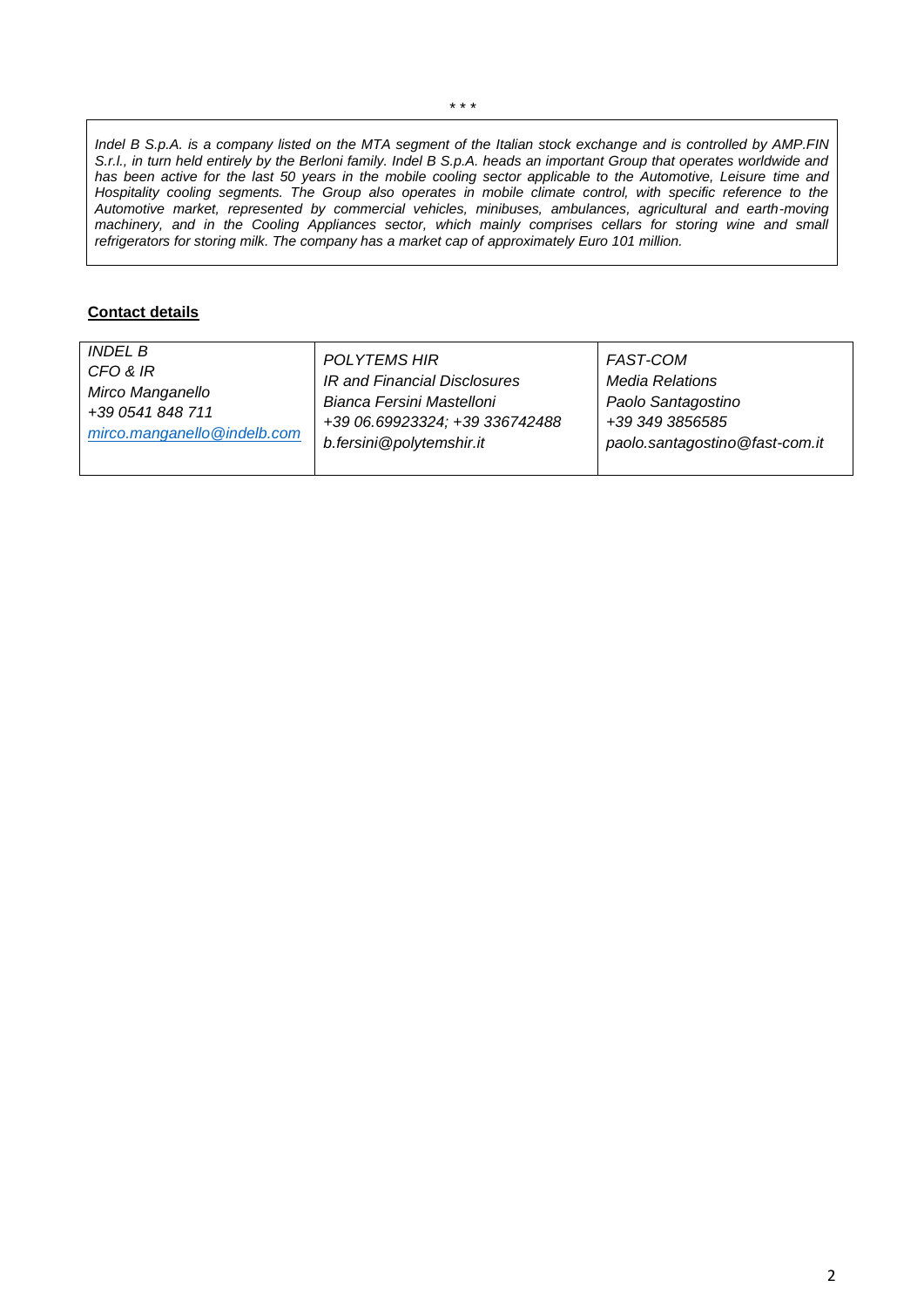\* \* \*

*Indel B S.p.A. is a company listed on the MTA segment of the Italian stock exchange and is controlled by AMP.FIN S.r.l., in turn held entirely by the Berloni family. Indel B S.p.A. heads an important Group that operates worldwide and has been active for the last 50 years in the mobile cooling sector applicable to the Automotive, Leisure time and Hospitality cooling segments. The Group also operates in mobile climate control, with specific reference to the Automotive market, represented by commercial vehicles, minibuses, ambulances, agricultural and earth-moving machinery, and in the Cooling Appliances sector, which mainly comprises cellars for storing wine and small refrigerators for storing milk. The company has a market cap of approximately Euro 101 million.*

**Contact details**

| *INDEL B*<br>*CFO & IR*<br>*Mirco Manganello*<br>*+39 0541 848 711*<br>*mirco.manganello@indelb.com* | *POLYTEMS HIR*<br>*IR and Financial Disclosures*<br>*Bianca Fersini Mastelloni*<br>*+39 06.69923324; +39 336742488*<br>*b.fersini@polytemshir.it* | *FAST-COM*<br>*Media Relations*<br>*Paolo Santagostino*<br>*+39 349 3856585*<br>*paolo.santagostino@fast-com.it* |
|---|---|---|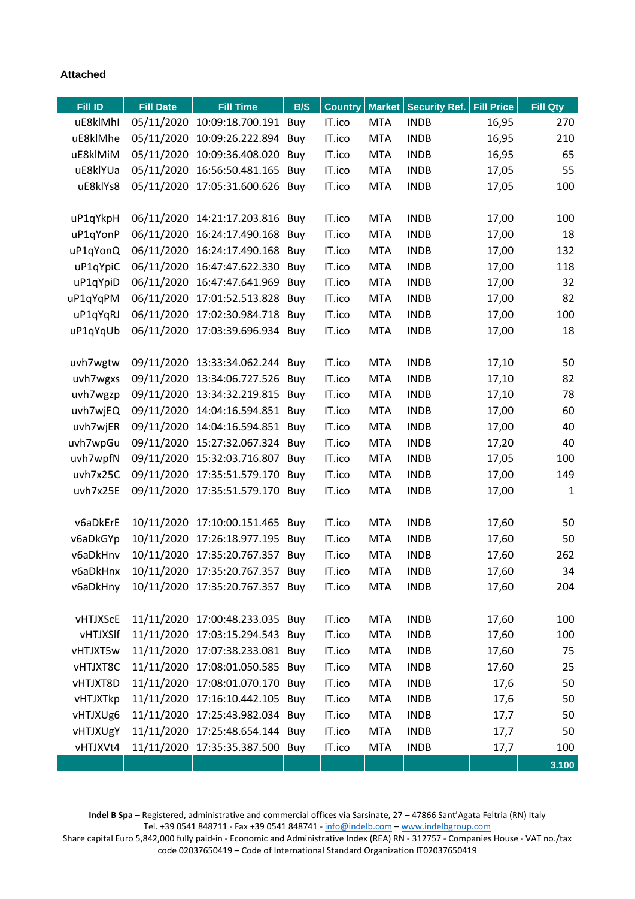**Attached**

| Fill ID | Fill Date | Fill Time | B/S | Country | Market | Security Ref. | Fill Price | Fill Qty |
|---|---|---|---|---|---|---|---|---|
| uE8klMhl | 05/11/2020 | 10:09:18.700.191 | Buy | IT.ico | MTA | INDB | 16,95 | 270 |
| uE8klMhe | 05/11/2020 | 10:09:26.222.894 | Buy | IT.ico | MTA | INDB | 16,95 | 210 |
| uE8klMiM | 05/11/2020 | 10:09:36.408.020 | Buy | IT.ico | MTA | INDB | 16,95 | 65 |
| uE8klYUa | 05/11/2020 | 16:56:50.481.165 | Buy | IT.ico | MTA | INDB | 17,05 | 55 |
| uE8klYs8 | 05/11/2020 | 17:05:31.600.626 | Buy | IT.ico | MTA | INDB | 17,05 | 100 |
| | | | | | | | | |
| uP1qYkpH | 06/11/2020 | 14:21:17.203.816 | Buy | IT.ico | MTA | INDB | 17,00 | 100 |
| uP1qYonP | 06/11/2020 | 16:24:17.490.168 | Buy | IT.ico | MTA | INDB | 17,00 | 18 |
| uP1qYonQ | 06/11/2020 | 16:24:17.490.168 | Buy | IT.ico | MTA | INDB | 17,00 | 132 |
| uP1qYpiC | 06/11/2020 | 16:47:47.622.330 | Buy | IT.ico | MTA | INDB | 17,00 | 118 |
| uP1qYpiD | 06/11/2020 | 16:47:47.641.969 | Buy | IT.ico | MTA | INDB | 17,00 | 32 |
| uP1qYqPM | 06/11/2020 | 17:01:52.513.828 | Buy | IT.ico | MTA | INDB | 17,00 | 82 |
| uP1qYqRJ | 06/11/2020 | 17:02:30.984.718 | Buy | IT.ico | MTA | INDB | 17,00 | 100 |
| uP1qYqUb | 06/11/2020 | 17:03:39.696.934 | Buy | IT.ico | MTA | INDB | 17,00 | 18 |
| | | | | | | | | |
| uvh7wgtw | 09/11/2020 | 13:33:34.062.244 | Buy | IT.ico | MTA | INDB | 17,10 | 50 |
| uvh7wgxs | 09/11/2020 | 13:34:06.727.526 | Buy | IT.ico | MTA | INDB | 17,10 | 82 |
| uvh7wgzp | 09/11/2020 | 13:34:32.219.815 | Buy | IT.ico | MTA | INDB | 17,10 | 78 |
| uvh7wjEQ | 09/11/2020 | 14:04:16.594.851 | Buy | IT.ico | MTA | INDB | 17,00 | 60 |
| uvh7wjER | 09/11/2020 | 14:04:16.594.851 | Buy | IT.ico | MTA | INDB | 17,00 | 40 |
| uvh7wpGu | 09/11/2020 | 15:27:32.067.324 | Buy | IT.ico | MTA | INDB | 17,20 | 40 |
| uvh7wpfN | 09/11/2020 | 15:32:03.716.807 | Buy | IT.ico | MTA | INDB | 17,05 | 100 |
| uvh7x25C | 09/11/2020 | 17:35:51.579.170 | Buy | IT.ico | MTA | INDB | 17,00 | 149 |
| uvh7x25E | 09/11/2020 | 17:35:51.579.170 | Buy | IT.ico | MTA | INDB | 17,00 | 1 |
| | | | | | | | | |
| v6aDkErE | 10/11/2020 | 17:10:00.151.465 | Buy | IT.ico | MTA | INDB | 17,60 | 50 |
| v6aDkGYp | 10/11/2020 | 17:26:18.977.195 | Buy | IT.ico | MTA | INDB | 17,60 | 50 |
| v6aDkHnv | 10/11/2020 | 17:35:20.767.357 | Buy | IT.ico | MTA | INDB | 17,60 | 262 |
| v6aDkHnx | 10/11/2020 | 17:35:20.767.357 | Buy | IT.ico | MTA | INDB | 17,60 | 34 |
| v6aDkHny | 10/11/2020 | 17:35:20.767.357 | Buy | IT.ico | MTA | INDB | 17,60 | 204 |
| | | | | | | | | |
| vHTJXScE | 11/11/2020 | 17:00:48.233.035 | Buy | IT.ico | MTA | INDB | 17,60 | 100 |
| vHTJXSlf | 11/11/2020 | 17:03:15.294.543 | Buy | IT.ico | MTA | INDB | 17,60 | 100 |
| vHTJXT5w | 11/11/2020 | 17:07:38.233.081 | Buy | IT.ico | MTA | INDB | 17,60 | 75 |
| vHTJXT8C | 11/11/2020 | 17:08:01.050.585 | Buy | IT.ico | MTA | INDB | 17,60 | 25 |
| vHTJXT8D | 11/11/2020 | 17:08:01.070.170 | Buy | IT.ico | MTA | INDB | 17,6 | 50 |
| vHTJXTkp | 11/11/2020 | 17:16:10.442.105 | Buy | IT.ico | MTA | INDB | 17,6 | 50 |
| vHTJXUg6 | 11/11/2020 | 17:25:43.982.034 | Buy | IT.ico | MTA | INDB | 17,7 | 50 |
| vHTJXUgY | 11/11/2020 | 17:25:48.654.144 | Buy | IT.ico | MTA | INDB | 17,7 | 50 |
| vHTJXVt4 | 11/11/2020 | 17:35:35.387.500 | Buy | IT.ico | MTA | INDB | 17,7 | 100 |
| | | | | | | | | 3.100 |

**Indel B Spa** – Registered, administrative and commercial offices via Sarsinate, 27 – 47866 Sant'Agata Feltria (RN) Italy
Tel. +39 0541 848711 - Fax +39 0541 848741 - info@indelb.com – www.indelbgroup.com
Share capital Euro 5,842,000 fully paid-in - Economic and Administrative Index (REA) RN - 312757 - Companies House - VAT no./tax code 02037650419 – Code of International Standard Organization IT02037650419